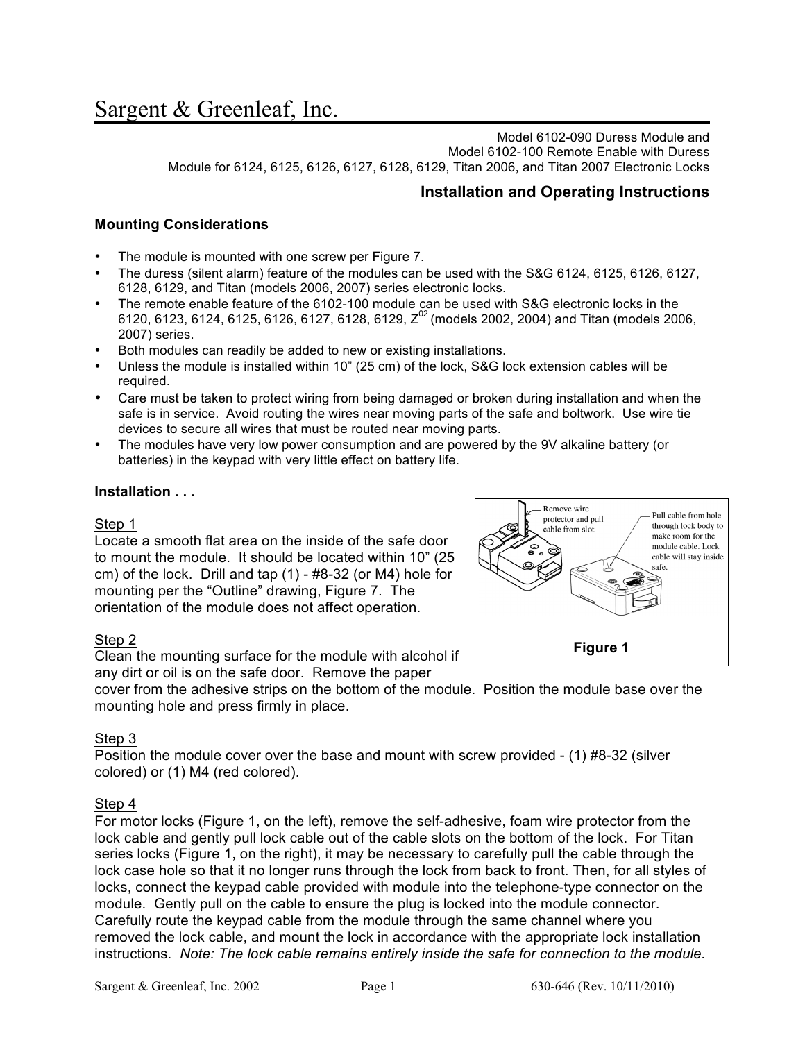# Sargent & Greenleaf, Inc.

Model 6102-090 Duress Module and
Model 6102-100 Remote Enable with Duress
Module for 6124, 6125, 6126, 6127, 6128, 6129, Titan 2006, and Titan 2007 Electronic Locks

## Installation and Operating Instructions

### Mounting Considerations

- The module is mounted with one screw per Figure 7.
- The duress (silent alarm) feature of the modules can be used with the S&G 6124, 6125, 6126, 6127, 6128, 6129, and Titan (models 2006, 2007) series electronic locks.
- The remote enable feature of the 6102-100 module can be used with S&G electronic locks in the 6120, 6123, 6124, 6125, 6126, 6127, 6128, 6129, Z[02] (models 2002, 2004) and Titan (models 2006, 2007) series.
- Both modules can readily be added to new or existing installations.
- Unless the module is installed within 10" (25 cm) of the lock, S&G lock extension cables will be required.
- Care must be taken to protect wiring from being damaged or broken during installation and when the safe is in service. Avoid routing the wires near moving parts of the safe and boltwork. Use wire tie devices to secure all wires that must be routed near moving parts.
- The modules have very low power consumption and are powered by the 9V alkaline battery (or batteries) in the keypad with very little effect on battery life.

### Installation . . .

Step 1
Locate a smooth flat area on the inside of the safe door to mount the module. It should be located within 10" (25 cm) of the lock. Drill and tap (1) - #8-32 (or M4) hole for mounting per the "Outline" drawing, Figure 7. The orientation of the module does not affect operation.

Remove wire protector and pull cable from slot

Pull cable from hole through lock body to make room for the module cable. Lock cable will stay inside safe.

Figure 1

Step 2
Clean the mounting surface for the module with alcohol if any dirt or oil is on the safe door. Remove the paper cover from the adhesive strips on the bottom of the module. Position the module base over the mounting hole and press firmly in place.

Step 3
Position the module cover over the base and mount with screw provided - (1) #8-32 (silver colored) or (1) M4 (red colored).

Step 4
For motor locks (Figure 1, on the left), remove the self-adhesive, foam wire protector from the lock cable and gently pull lock cable out of the cable slots on the bottom of the lock. For Titan series locks (Figure 1, on the right), it may be necessary to carefully pull the cable through the lock case hole so that it no longer runs through the lock from back to front. Then, for all styles of locks, connect the keypad cable provided with module into the telephone-type connector on the module. Gently pull on the cable to ensure the plug is locked into the module connector. Carefully route the keypad cable from the module through the same channel where you removed the lock cable, and mount the lock in accordance with the appropriate lock installation instructions. *Note: The lock cable remains entirely inside the safe for connection to the module.*

Sargent & Greenleaf, Inc. 2002 630-646 (Rev. 10/11/2010)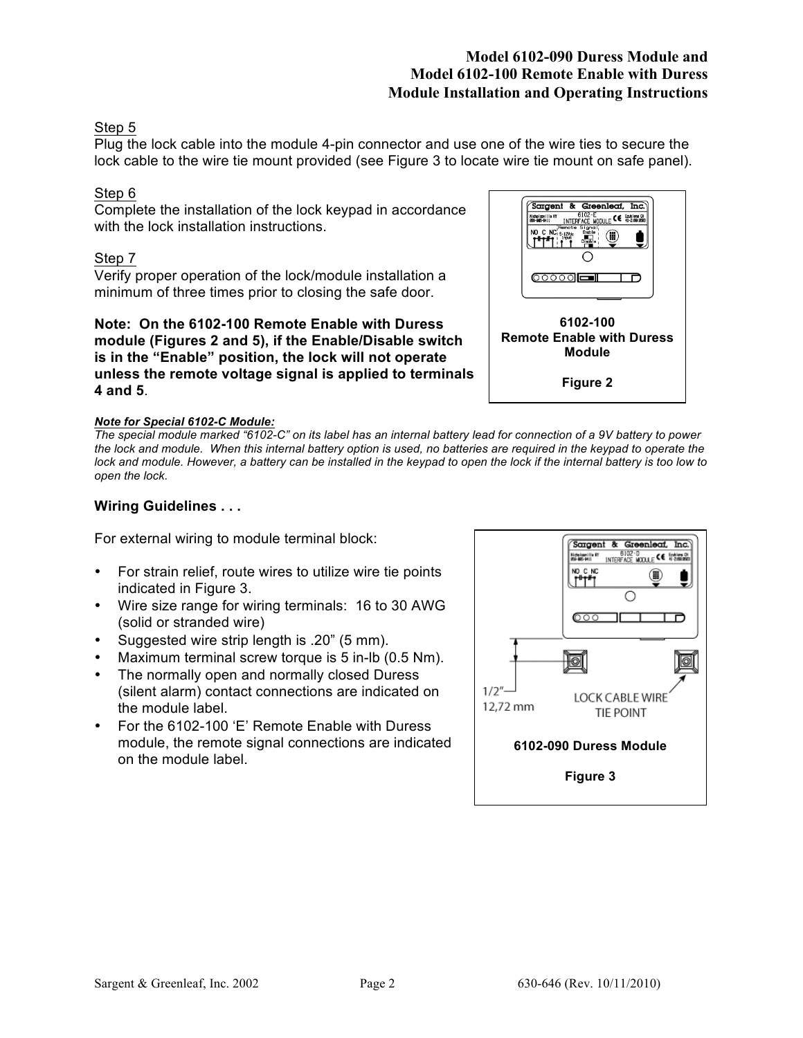Step 5

Plug the lock cable into the module 4-pin connector and use one of the wire ties to secure the lock cable to the wire tie mount provided (see Figure 3 to locate wire tie mount on safe panel).

Step 6

Complete the installation of the lock keypad in accordance with the lock installation instructions.

Step 7

Verify proper operation of the lock/module installation a minimum of three times prior to closing the safe door.

**Note: On the 6102-100 Remote Enable with Duress module (Figures 2 and 5), if the Enable/Disable switch is in the "Enable" position, the lock will not operate unless the remote voltage signal is applied to terminals 4 and 5**.

**6102-100**
**Remote Enable with Duress Module**

**Figure 2**

***Note for Special 6102-C Module:***

*The special module marked "6102-C" on its label has an internal battery lead for connection of a 9V battery to power the lock and module. When this internal battery option is used, no batteries are required in the keypad to operate the lock and module. However, a battery can be installed in the keypad to open the lock if the internal battery is too low to open the lock.*

**Wiring Guidelines . . .**

For external wiring to module terminal block:

- For strain relief, route wires to utilize wire tie points indicated in Figure 3.
- Wire size range for wiring terminals: 16 to 30 AWG (solid or stranded wire)
- Suggested wire strip length is .20" (5 mm).
- Maximum terminal screw torque is 5 in-lb (0.5 Nm).
- The normally open and normally closed Duress (silent alarm) contact connections are indicated on the module label.
- For the 6102-100 'E' Remote Enable with Duress module, the remote signal connections are indicated on the module label.

**6102-090 Duress Module**

**Figure 3**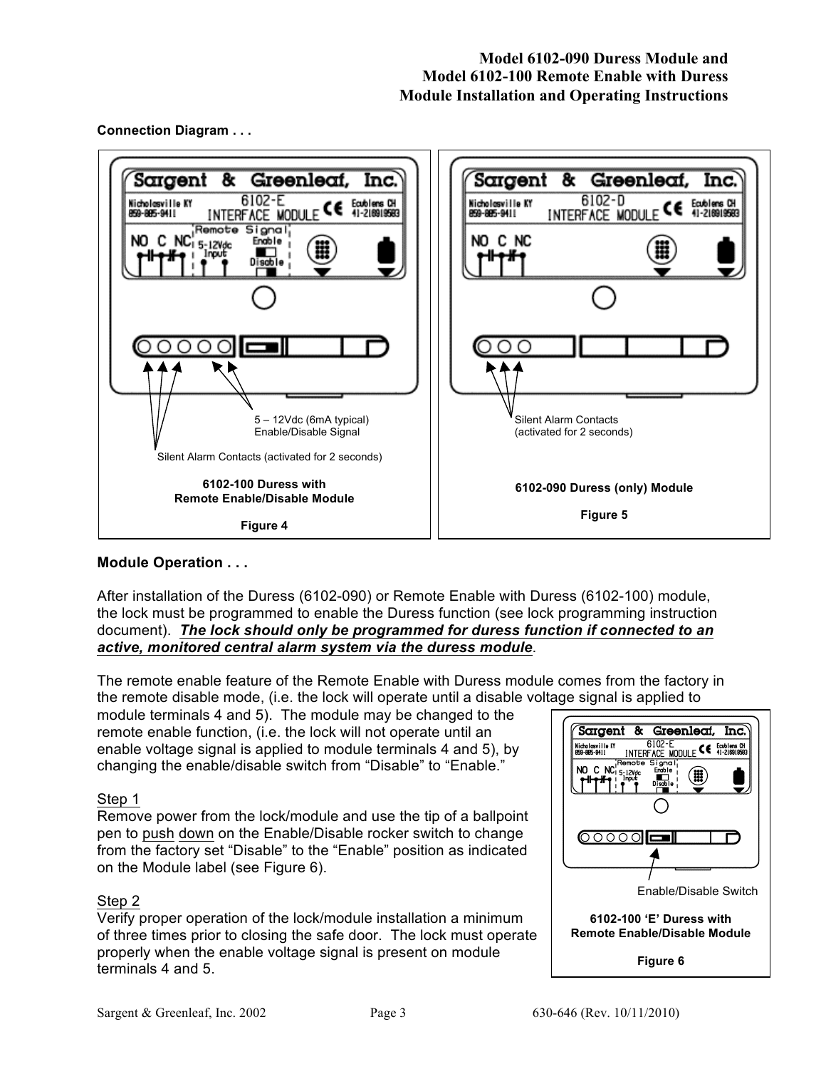**Connection Diagram . . .**

5 – 12Vdc (6mA typical)
Enable/Disable Signal

Silent Alarm Contacts (activated for 2 seconds)

**6102-100 Duress with Remote Enable/Disable Module**

**Figure 4**

Silent Alarm Contacts
(activated for 2 seconds)

**6102-090 Duress (only) Module**

**Figure 5**

## Module Operation . . .

After installation of the Duress (6102-090) or Remote Enable with Duress (6102-100) module, the lock must be programmed to enable the Duress function (see lock programming instruction document). ***The lock should only be programmed for duress function if connected to an active, monitored central alarm system via the duress module***.

The remote enable feature of the Remote Enable with Duress module comes from the factory in the remote disable mode, (i.e. the lock will operate until a disable voltage signal is applied to module terminals 4 and 5). The module may be changed to the remote enable function, (i.e. the lock will not operate until an enable voltage signal is applied to module terminals 4 and 5), by changing the enable/disable switch from "Disable" to "Enable."

Step 1
Remove power from the lock/module and use the tip of a ballpoint pen to push down on the Enable/Disable rocker switch to change from the factory set "Disable" to the "Enable" position as indicated on the Module label (see Figure 6).

Step 2
Verify proper operation of the lock/module installation a minimum of three times prior to closing the safe door. The lock must operate properly when the enable voltage signal is present on module terminals 4 and 5.

Enable/Disable Switch

**6102-100 'E' Duress with Remote Enable/Disable Module**

**Figure 6**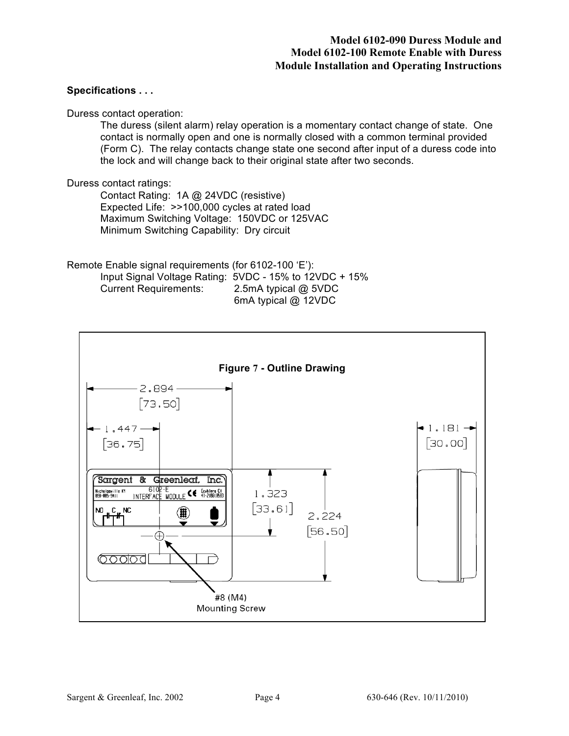**Specifications . . .**

Duress contact operation:

The duress (silent alarm) relay operation is a momentary contact change of state. One contact is normally open and one is normally closed with a common terminal provided (Form C). The relay contacts change state one second after input of a duress code into the lock and will change back to their original state after two seconds.

Duress contact ratings:

Contact Rating: 1A @ 24VDC (resistive)
Expected Life: >>100,000 cycles at rated load
Maximum Switching Voltage: 150VDC or 125VAC
Minimum Switching Capability: Dry circuit

Remote Enable signal requirements (for 6102-100 'E'):

Input Signal Voltage Rating: 5VDC - 15% to 12VDC + 15%
Current Requirements: 2.5mA typical @ 5VDC
6mA typical @ 12VDC

**Figure 7 - Outline Drawing**

2.894
[73.50]
1.447
[36.75]
1.181
[30.00]
1.323
[33.61]
2.224
[56.50]
Sargent & Greenleaf, Inc.
Nicholasville KY
859-885-9411
6102-E
INTERFACE MODULE
Ecublens CH
41-216918583
NO C NC
#8 (M4)
Mounting Screw